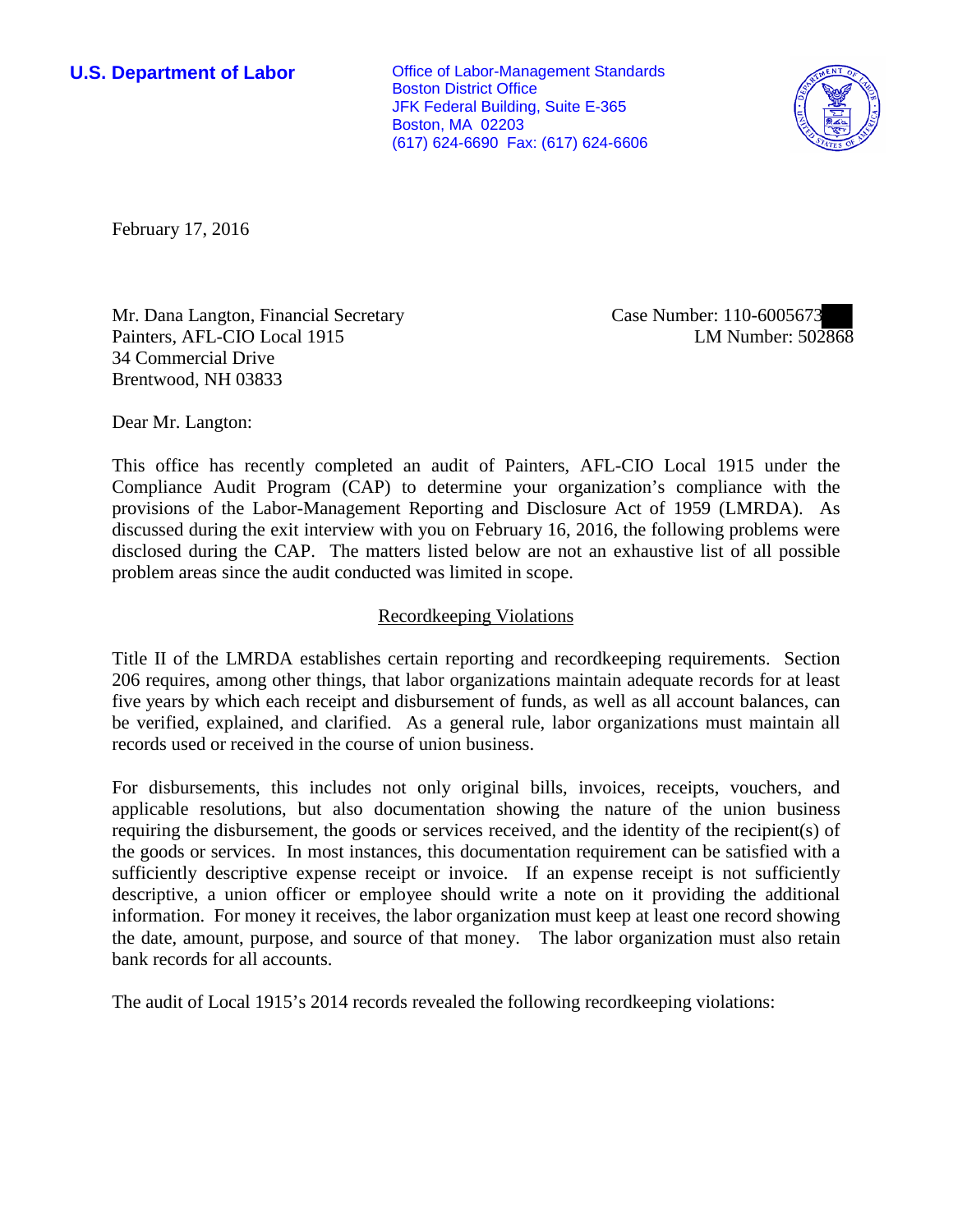**U.S. Department of Labor**

Office of Labor-Management Standards
Boston District Office
JFK Federal Building, Suite E-365
Boston, MA 02203
(617) 624-6690 Fax: (617) 624-6606

February 17, 2016

Mr. Dana Langton, Financial Secretary
Painters, AFL-CIO Local 1915
34 Commercial Drive
Brentwood, NH 03833

Case Number: 110-6005673
LM Number: 502868

Dear Mr. Langton:

This office has recently completed an audit of Painters, AFL-CIO Local 1915 under the Compliance Audit Program (CAP) to determine your organization's compliance with the provisions of the Labor-Management Reporting and Disclosure Act of 1959 (LMRDA). As discussed during the exit interview with you on February 16, 2016, the following problems were disclosed during the CAP. The matters listed below are not an exhaustive list of all possible problem areas since the audit conducted was limited in scope.

## Recordkeeping Violations

Title II of the LMRDA establishes certain reporting and recordkeeping requirements. Section 206 requires, among other things, that labor organizations maintain adequate records for at least five years by which each receipt and disbursement of funds, as well as all account balances, can be verified, explained, and clarified. As a general rule, labor organizations must maintain all records used or received in the course of union business.

For disbursements, this includes not only original bills, invoices, receipts, vouchers, and applicable resolutions, but also documentation showing the nature of the union business requiring the disbursement, the goods or services received, and the identity of the recipient(s) of the goods or services. In most instances, this documentation requirement can be satisfied with a sufficiently descriptive expense receipt or invoice. If an expense receipt is not sufficiently descriptive, a union officer or employee should write a note on it providing the additional information. For money it receives, the labor organization must keep at least one record showing the date, amount, purpose, and source of that money. The labor organization must also retain bank records for all accounts.

The audit of Local 1915's 2014 records revealed the following recordkeeping violations: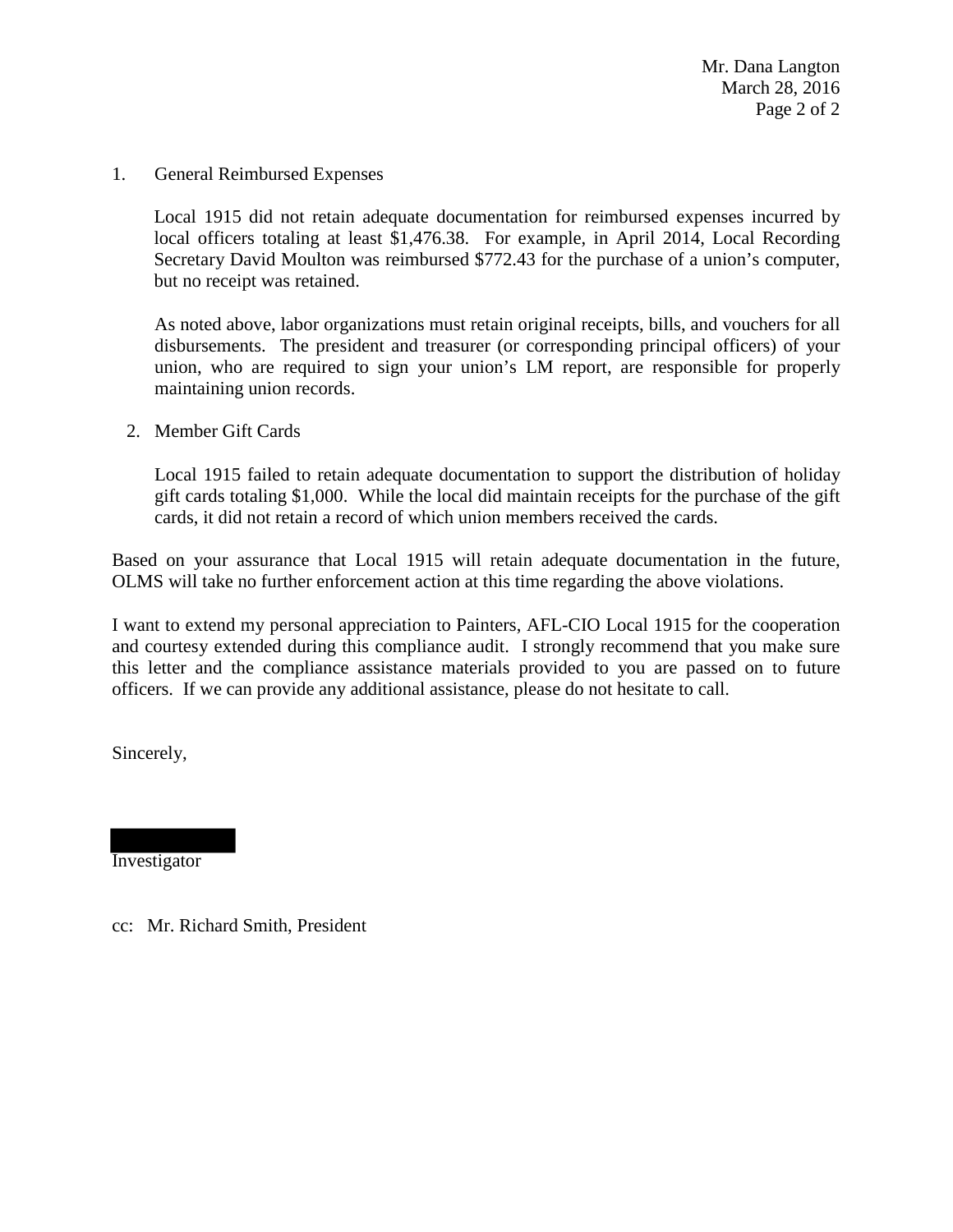1. General Reimbursed Expenses

   Local 1915 did not retain adequate documentation for reimbursed expenses incurred by local officers totaling at least $1,476.38. For example, in April 2014, Local Recording Secretary David Moulton was reimbursed $772.43 for the purchase of a union's computer, but no receipt was retained.

   As noted above, labor organizations must retain original receipts, bills, and vouchers for all disbursements. The president and treasurer (or corresponding principal officers) of your union, who are required to sign your union's LM report, are responsible for properly maintaining union records.

2. Member Gift Cards

   Local 1915 failed to retain adequate documentation to support the distribution of holiday gift cards totaling $1,000. While the local did maintain receipts for the purchase of the gift cards, it did not retain a record of which union members received the cards.

Based on your assurance that Local 1915 will retain adequate documentation in the future, OLMS will take no further enforcement action at this time regarding the above violations.

I want to extend my personal appreciation to Painters, AFL-CIO Local 1915 for the cooperation and courtesy extended during this compliance audit. I strongly recommend that you make sure this letter and the compliance assistance materials provided to you are passed on to future officers. If we can provide any additional assistance, please do not hesitate to call.

Sincerely,

Investigator

cc: Mr. Richard Smith, President